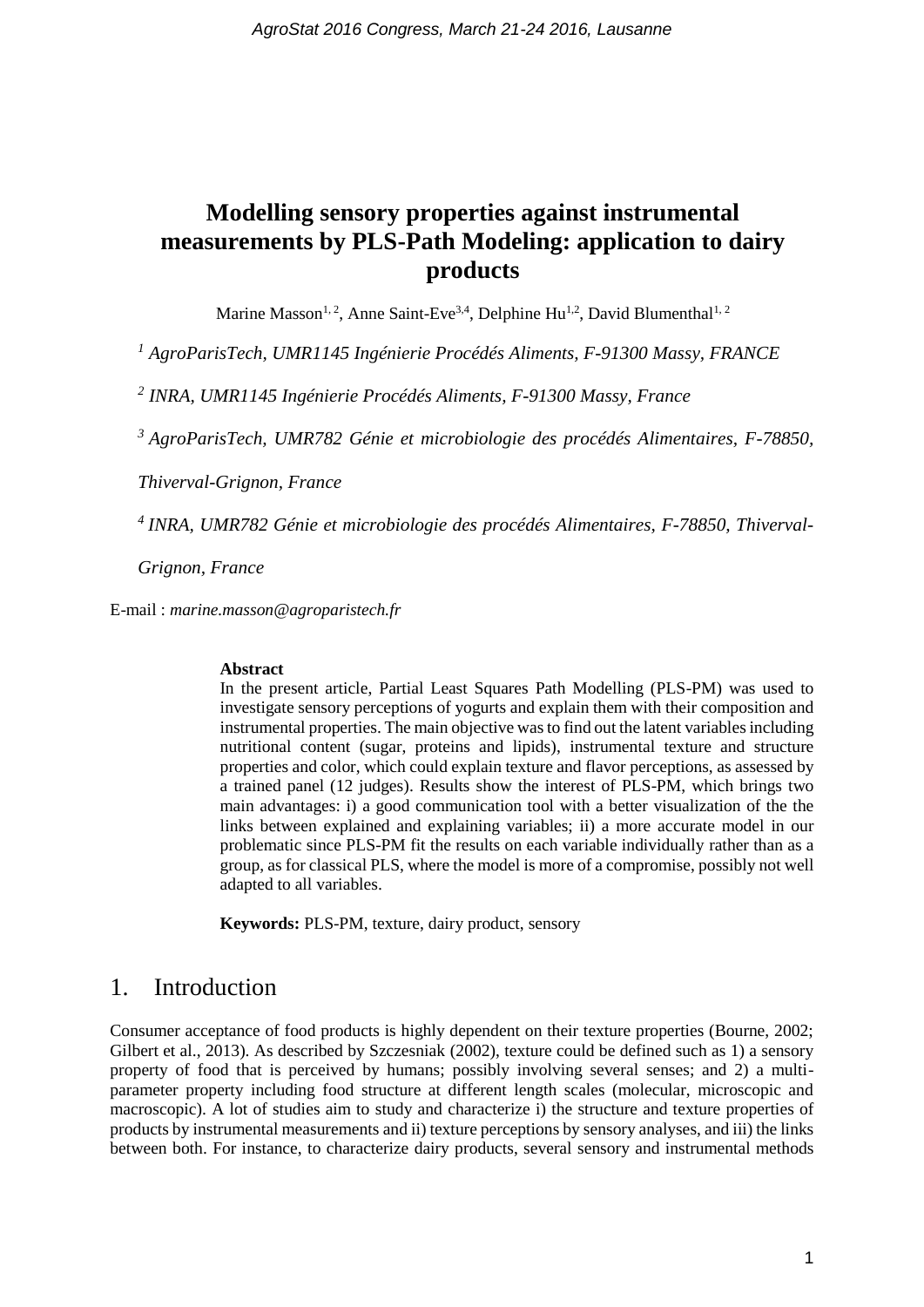# Modelling sensory properties against instrumental measurements by PLS-Path Modeling: application to dairy products

Marine Masson[1, 2], Anne Saint-Eve[3,4], Delphine Hu[1,2], David Blumenthal[1, 2]

*[1] AgroParisTech, UMR1145 Ingénierie Procédés Aliments, F-91300 Massy, FRANCE*

*[2] INRA, UMR1145 Ingénierie Procédés Aliments, F-91300 Massy, France*

*[3] AgroParisTech, UMR782 Génie et microbiologie des procédés Alimentaires, F-78850, Thiverval-Grignon, France*

*[4] INRA, UMR782 Génie et microbiologie des procédés Alimentaires, F-78850, Thiverval-Grignon, France*

E-mail : *marine.masson@agroparistech.fr*

**Abstract**

In the present article, Partial Least Squares Path Modelling (PLS-PM) was used to investigate sensory perceptions of yogurts and explain them with their composition and instrumental properties. The main objective was to find out the latent variables including nutritional content (sugar, proteins and lipids), instrumental texture and structure properties and color, which could explain texture and flavor perceptions, as assessed by a trained panel (12 judges). Results show the interest of PLS-PM, which brings two main advantages: i) a good communication tool with a better visualization of the the links between explained and explaining variables; ii) a more accurate model in our problematic since PLS-PM fit the results on each variable individually rather than as a group, as for classical PLS, where the model is more of a compromise, possibly not well adapted to all variables.

**Keywords:** PLS-PM, texture, dairy product, sensory

## 1. Introduction

Consumer acceptance of food products is highly dependent on their texture properties (Bourne, 2002; Gilbert et al., 2013). As described by Szczesniak (2002), texture could be defined such as 1) a sensory property of food that is perceived by humans; possibly involving several senses; and 2) a multi-parameter property including food structure at different length scales (molecular, microscopic and macroscopic). A lot of studies aim to study and characterize i) the structure and texture properties of products by instrumental measurements and ii) texture perceptions by sensory analyses, and iii) the links between both. For instance, to characterize dairy products, several sensory and instrumental methods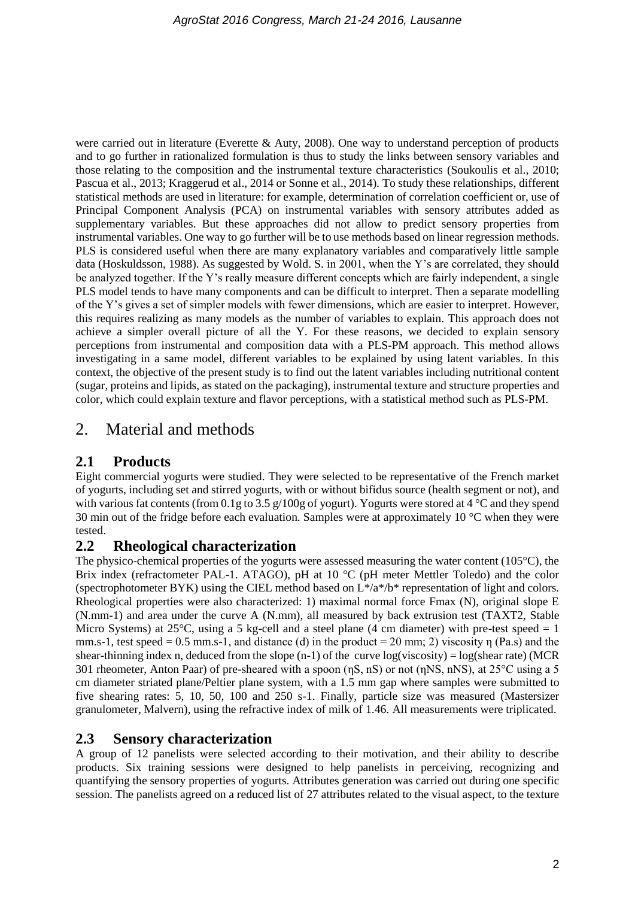were carried out in literature (Everette & Auty, 2008). One way to understand perception of products and to go further in rationalized formulation is thus to study the links between sensory variables and those relating to the composition and the instrumental texture characteristics (Soukoulis et al., 2010; Pascua et al., 2013; Kraggerud et al., 2014 or Sonne et al., 2014). To study these relationships, different statistical methods are used in literature: for example, determination of correlation coefficient or, use of Principal Component Analysis (PCA) on instrumental variables with sensory attributes added as supplementary variables. But these approaches did not allow to predict sensory properties from instrumental variables. One way to go further will be to use methods based on linear regression methods. PLS is considered useful when there are many explanatory variables and comparatively little sample data (Hoskuldsson, 1988). As suggested by Wold. S. in 2001, when the Y's are correlated, they should be analyzed together. If the Y's really measure different concepts which are fairly independent, a single PLS model tends to have many components and can be difficult to interpret. Then a separate modelling of the Y's gives a set of simpler models with fewer dimensions, which are easier to interpret. However, this requires realizing as many models as the number of variables to explain. This approach does not achieve a simpler overall picture of all the Y. For these reasons, we decided to explain sensory perceptions from instrumental and composition data with a PLS-PM approach. This method allows investigating in a same model, different variables to be explained by using latent variables. In this context, the objective of the present study is to find out the latent variables including nutritional content (sugar, proteins and lipids, as stated on the packaging), instrumental texture and structure properties and color, which could explain texture and flavor perceptions, with a statistical method such as PLS-PM.

# 2. Material and methods

## 2.1 Products

Eight commercial yogurts were studied. They were selected to be representative of the French market of yogurts, including set and stirred yogurts, with or without bifidus source (health segment or not), and with various fat contents (from 0.1g to 3.5 g/100g of yogurt). Yogurts were stored at 4 °C and they spend 30 min out of the fridge before each evaluation. Samples were at approximately 10 °C when they were tested.

## 2.2 Rheological characterization

The physico-chemical properties of the yogurts were assessed measuring the water content (105°C), the Brix index (refractometer PAL-1. ATAGO), pH at 10 °C (pH meter Mettler Toledo) and the color (spectrophotometer BYK) using the CIEL method based on $L^*/a^*/b^*$ representation of light and colors. Rheological properties were also characterized: 1) maximal normal force Fmax (N), original slope E (N.mm-1) and area under the curve A (N.mm), all measured by back extrusion test (TAXT2, Stable Micro Systems) at 25°C, using a 5 kg-cell and a steel plane (4 cm diameter) with pre-test speed = 1 mm.s-1, test speed = 0.5 mm.s-1, and distance (d) in the product = 20 mm; 2) viscosity $\eta$ (Pa.s) and the shear-thinning index n, deduced from the slope (n-1) of the curve log(viscosity) = log(shear rate) (MCR 301 rheometer, Anton Paar) of pre-sheared with a spoon ($\eta$S, nS) or not ($\eta$NS, nNS), at 25°C using a 5 cm diameter striated plane/Peltier plane system, with a 1.5 mm gap where samples were submitted to five shearing rates: 5, 10, 50, 100 and 250 s-1. Finally, particle size was measured (Mastersizer granulometer, Malvern), using the refractive index of milk of 1.46. All measurements were triplicated.

## 2.3 Sensory characterization

A group of 12 panelists were selected according to their motivation, and their ability to describe products. Six training sessions were designed to help panelists in perceiving, recognizing and quantifying the sensory properties of yogurts. Attributes generation was carried out during one specific session. The panelists agreed on a reduced list of 27 attributes related to the visual aspect, to the texture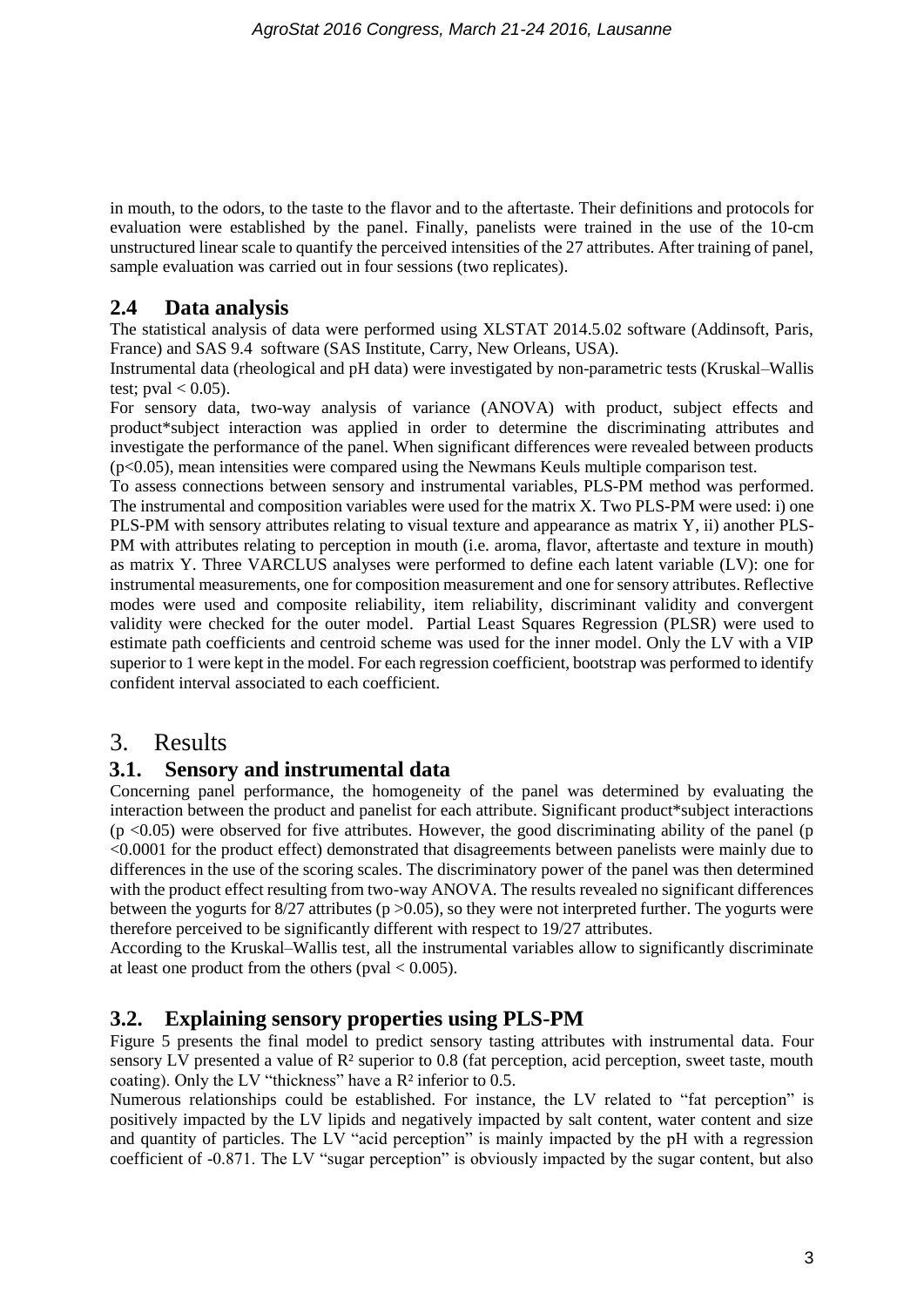in mouth, to the odors, to the taste to the flavor and to the aftertaste. Their definitions and protocols for evaluation were established by the panel. Finally, panelists were trained in the use of the 10-cm unstructured linear scale to quantify the perceived intensities of the 27 attributes. After training of panel, sample evaluation was carried out in four sessions (two replicates).

## 2.4 Data analysis

The statistical analysis of data were performed using XLSTAT 2014.5.02 software (Addinsoft, Paris, France) and SAS 9.4 software (SAS Institute, Carry, New Orleans, USA).

Instrumental data (rheological and pH data) were investigated by non-parametric tests (Kruskal–Wallis test; pval $< 0.05$).

For sensory data, two-way analysis of variance (ANOVA) with product, subject effects and product*subject interaction was applied in order to determine the discriminating attributes and investigate the performance of the panel. When significant differences were revealed between products ($p<0.05$), mean intensities were compared using the Newmans Keuls multiple comparison test.

To assess connections between sensory and instrumental variables, PLS-PM method was performed. The instrumental and composition variables were used for the matrix X. Two PLS-PM were used: i) one PLS-PM with sensory attributes relating to visual texture and appearance as matrix Y, ii) another PLS-PM with attributes relating to perception in mouth (i.e. aroma, flavor, aftertaste and texture in mouth) as matrix Y. Three VARCLUS analyses were performed to define each latent variable (LV): one for instrumental measurements, one for composition measurement and one for sensory attributes. Reflective modes were used and composite reliability, item reliability, discriminant validity and convergent validity were checked for the outer model. Partial Least Squares Regression (PLSR) were used to estimate path coefficients and centroid scheme was used for the inner model. Only the LV with a VIP superior to 1 were kept in the model. For each regression coefficient, bootstrap was performed to identify confident interval associated to each coefficient.

# 3. Results

## 3.1. Sensory and instrumental data

Concerning panel performance, the homogeneity of the panel was determined by evaluating the interaction between the product and panelist for each attribute. Significant product*subject interactions ($p <0.05$) were observed for five attributes. However, the good discriminating ability of the panel ($p <0.0001$ for the product effect) demonstrated that disagreements between panelists were mainly due to differences in the use of the scoring scales. The discriminatory power of the panel was then determined with the product effect resulting from two-way ANOVA. The results revealed no significant differences between the yogurts for 8/27 attributes ($p >0.05$), so they were not interpreted further. The yogurts were therefore perceived to be significantly different with respect to 19/27 attributes.

According to the Kruskal–Wallis test, all the instrumental variables allow to significantly discriminate at least one product from the others (pval $< 0.005$).

## 3.2. Explaining sensory properties using PLS-PM

Figure 5 presents the final model to predict sensory tasting attributes with instrumental data. Four sensory LV presented a value of $R^2$ superior to 0.8 (fat perception, acid perception, sweet taste, mouth coating). Only the LV "thickness" have a $R^2$ inferior to 0.5.

Numerous relationships could be established. For instance, the LV related to "fat perception" is positively impacted by the LV lipids and negatively impacted by salt content, water content and size and quantity of particles. The LV "acid perception" is mainly impacted by the pH with a regression coefficient of -0.871. The LV "sugar perception" is obviously impacted by the sugar content, but also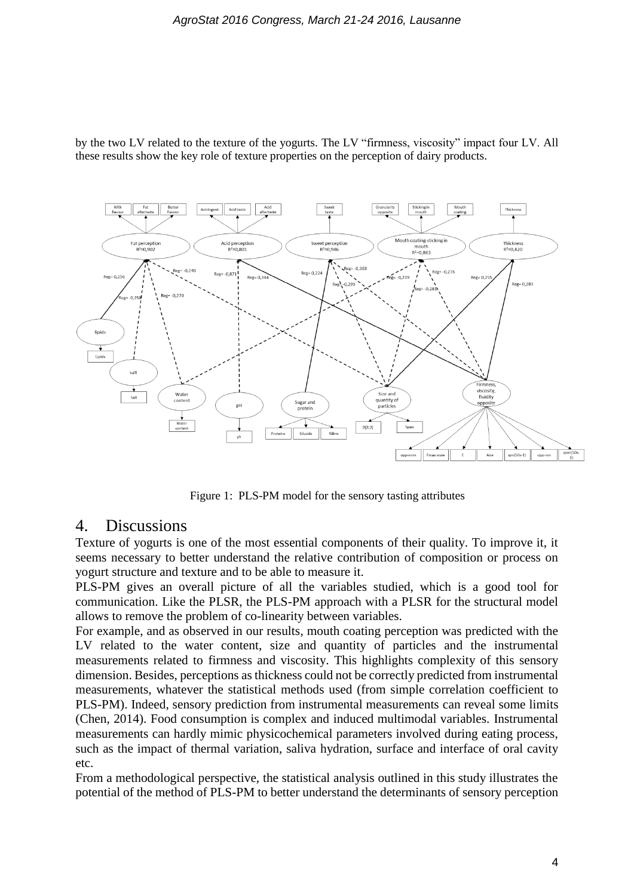by the two LV related to the texture of the yogurts. The LV "firmness, viscosity" impact four LV. All these results show the key role of texture properties on the perception of dairy products.

Figure 1: PLS-PM model for the sensory tasting attributes

# 4. Discussions

Texture of yogurts is one of the most essential components of their quality. To improve it, it seems necessary to better understand the relative contribution of composition or process on yogurt structure and texture and to be able to measure it.

PLS-PM gives an overall picture of all the variables studied, which is a good tool for communication. Like the PLSR, the PLS-PM approach with a PLSR for the structural model allows to remove the problem of co-linearity between variables.

For example, and as observed in our results, mouth coating perception was predicted with the LV related to the water content, size and quantity of particles and the instrumental measurements related to firmness and viscosity. This highlights complexity of this sensory dimension. Besides, perceptions as thickness could not be correctly predicted from instrumental measurements, whatever the statistical methods used (from simple correlation coefficient to PLS-PM). Indeed, sensory prediction from instrumental measurements can reveal some limits (Chen, 2014). Food consumption is complex and induced multimodal variables. Instrumental measurements can hardly mimic physicochemical parameters involved during eating process, such as the impact of thermal variation, saliva hydration, surface and interface of oral cavity etc.

From a methodological perspective, the statistical analysis outlined in this study illustrates the potential of the method of PLS-PM to better understand the determinants of sensory perception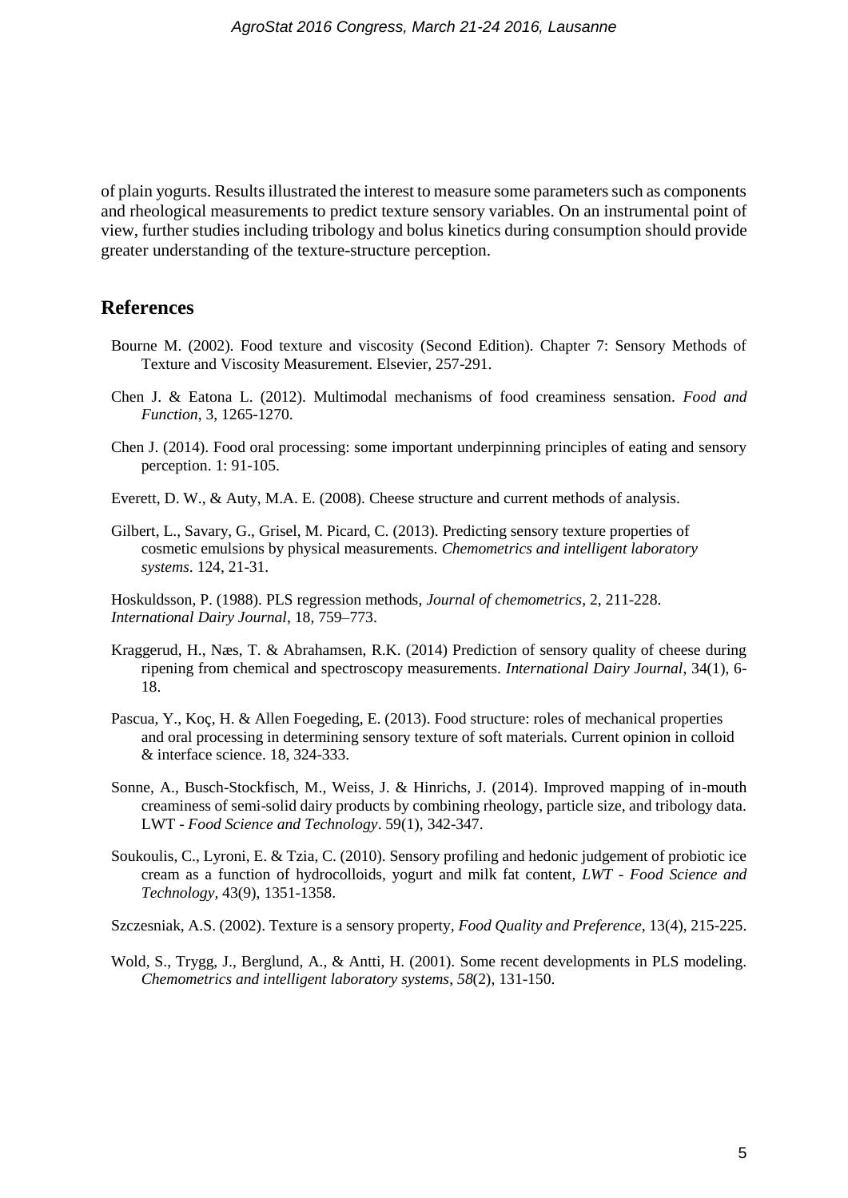of plain yogurts. Results illustrated the interest to measure some parameters such as components and rheological measurements to predict texture sensory variables. On an instrumental point of view, further studies including tribology and bolus kinetics during consumption should provide greater understanding of the texture-structure perception.

## References

Bourne M. (2002). Food texture and viscosity (Second Edition). Chapter 7: Sensory Methods of Texture and Viscosity Measurement. Elsevier, 257-291.

Chen J. & Eatona L. (2012). Multimodal mechanisms of food creaminess sensation. *Food and Function*, 3, 1265-1270.

Chen J. (2014). Food oral processing: some important underpinning principles of eating and sensory perception. 1: 91-105.

Everett, D. W., & Auty, M.A. E. (2008). Cheese structure and current methods of analysis.

Gilbert, L., Savary, G., Grisel, M. Picard, C. (2013). Predicting sensory texture properties of cosmetic emulsions by physical measurements. *Chemometrics and intelligent laboratory systems*. 124, 21-31.

Hoskuldsson, P. (1988). PLS regression methods, *Journal of chemometrics*, 2, 211-228.
*International Dairy Journal*, 18, 759–773.

Kraggerud, H., Næs, T. & Abrahamsen, R.K. (2014) Prediction of sensory quality of cheese during ripening from chemical and spectroscopy measurements. *International Dairy Journal*, 34(1), 6-18.

Pascua, Y., Koç, H. & Allen Foegeding, E. (2013). Food structure: roles of mechanical properties and oral processing in determining sensory texture of soft materials. Current opinion in colloid & interface science. 18, 324-333.

Sonne, A., Busch-Stockfisch, M., Weiss, J. & Hinrichs, J. (2014). Improved mapping of in-mouth creaminess of semi-solid dairy products by combining rheology, particle size, and tribology data. LWT - *Food Science and Technology*. 59(1), 342-347.

Soukoulis, C., Lyroni, E. & Tzia, C. (2010). Sensory profiling and hedonic judgement of probiotic ice cream as a function of hydrocolloids, yogurt and milk fat content, *LWT - Food Science and Technology*, 43(9), 1351-1358.

Szczesniak, A.S. (2002). Texture is a sensory property, *Food Quality and Preference*, 13(4), 215-225.

Wold, S., Trygg, J., Berglund, A., & Antti, H. (2001). Some recent developments in PLS modeling. *Chemometrics and intelligent laboratory systems*, *58*(2), 131-150.